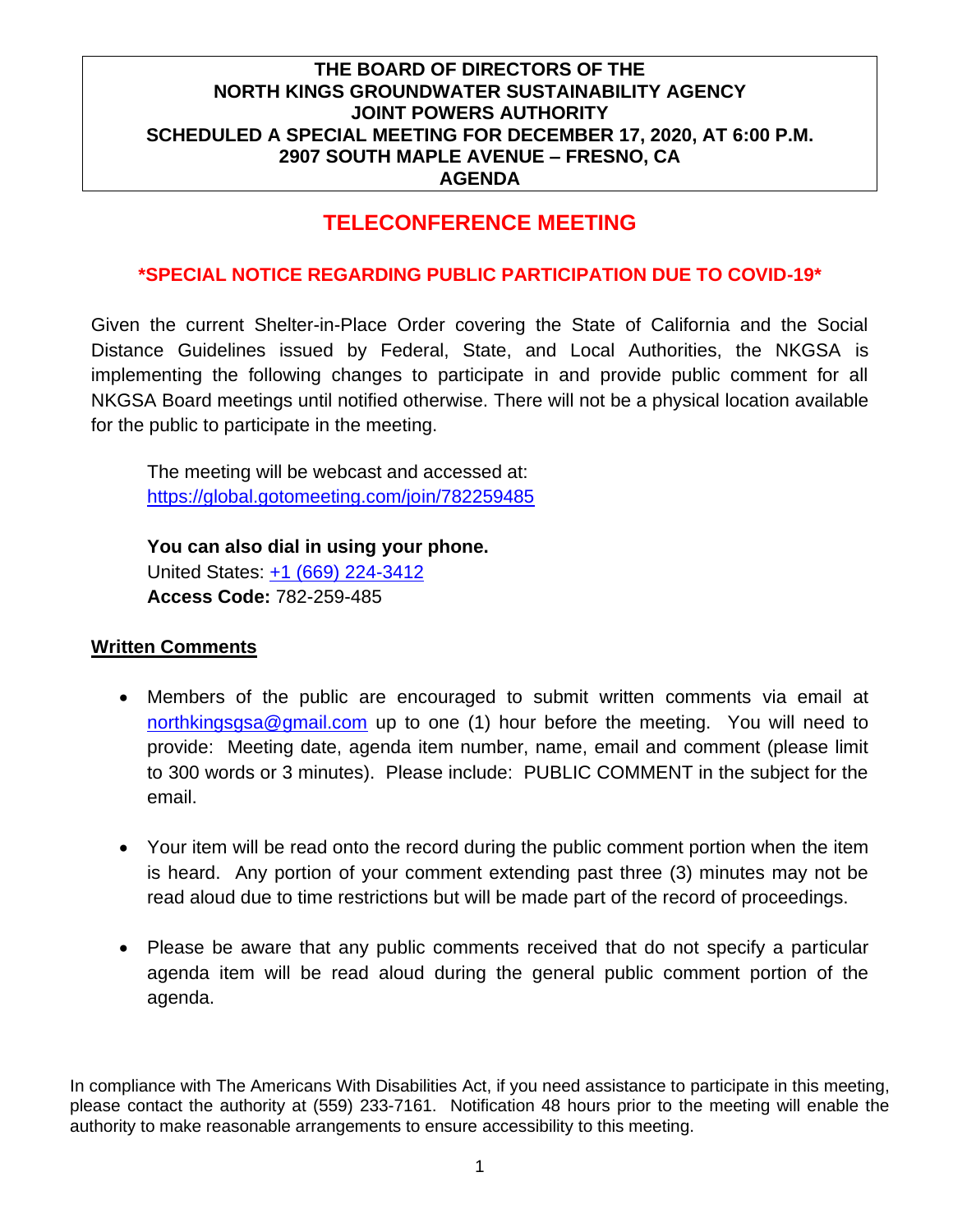**THE BOARD OF DIRECTORS OF THE**
**NORTH KINGS GROUNDWATER SUSTAINABILITY AGENCY**
**JOINT POWERS AUTHORITY**
**SCHEDULED A SPECIAL MEETING FOR DECEMBER 17, 2020, AT 6:00 P.M.**
**2907 SOUTH MAPLE AVENUE – FRESNO, CA**
**AGENDA**

# TELECONFERENCE MEETING

## \*SPECIAL NOTICE REGARDING PUBLIC PARTICIPATION DUE TO COVID-19\*

Given the current Shelter-in-Place Order covering the State of California and the Social Distance Guidelines issued by Federal, State, and Local Authorities, the NKGSA is implementing the following changes to participate in and provide public comment for all NKGSA Board meetings until notified otherwise. There will not be a physical location available for the public to participate in the meeting.

The meeting will be webcast and accessed at:
https://global.gotomeeting.com/join/782259485

**You can also dial in using your phone.**
United States: +1 (669) 224-3412
**Access Code:** 782-259-485

**Written Comments**

- Members of the public are encouraged to submit written comments via email at northkingsgsa@gmail.com up to one (1) hour before the meeting. You will need to provide: Meeting date, agenda item number, name, email and comment (please limit to 300 words or 3 minutes). Please include: PUBLIC COMMENT in the subject for the email.
- Your item will be read onto the record during the public comment portion when the item is heard. Any portion of your comment extending past three (3) minutes may not be read aloud due to time restrictions but will be made part of the record of proceedings.
- Please be aware that any public comments received that do not specify a particular agenda item will be read aloud during the general public comment portion of the agenda.

In compliance with The Americans With Disabilities Act, if you need assistance to participate in this meeting, please contact the authority at (559) 233-7161. Notification 48 hours prior to the meeting will enable the authority to make reasonable arrangements to ensure accessibility to this meeting.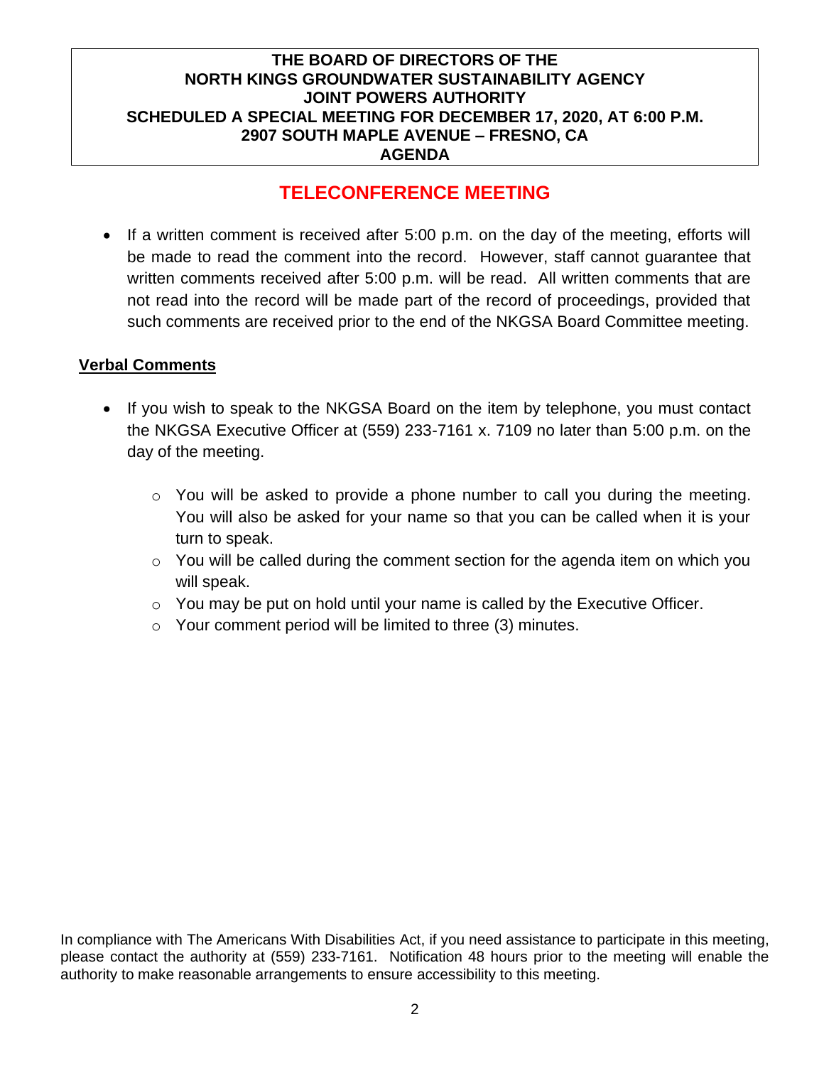**THE BOARD OF DIRECTORS OF THE**
**NORTH KINGS GROUNDWATER SUSTAINABILITY AGENCY**
**JOINT POWERS AUTHORITY**
**SCHEDULED A SPECIAL MEETING FOR DECEMBER 17, 2020, AT 6:00 P.M.**
**2907 SOUTH MAPLE AVENUE – FRESNO, CA**
**AGENDA**

## TELECONFERENCE MEETING

- If a written comment is received after 5:00 p.m. on the day of the meeting, efforts will be made to read the comment into the record. However, staff cannot guarantee that written comments received after 5:00 p.m. will be read. All written comments that are not read into the record will be made part of the record of proceedings, provided that such comments are received prior to the end of the NKGSA Board Committee meeting.

**Verbal Comments**

- If you wish to speak to the NKGSA Board on the item by telephone, you must contact the NKGSA Executive Officer at (559) 233-7161 x. 7109 no later than 5:00 p.m. on the day of the meeting.
  - You will be asked to provide a phone number to call you during the meeting. You will also be asked for your name so that you can be called when it is your turn to speak.
  - You will be called during the comment section for the agenda item on which you will speak.
  - You may be put on hold until your name is called by the Executive Officer.
  - Your comment period will be limited to three (3) minutes.

In compliance with The Americans With Disabilities Act, if you need assistance to participate in this meeting, please contact the authority at (559) 233-7161. Notification 48 hours prior to the meeting will enable the authority to make reasonable arrangements to ensure accessibility to this meeting.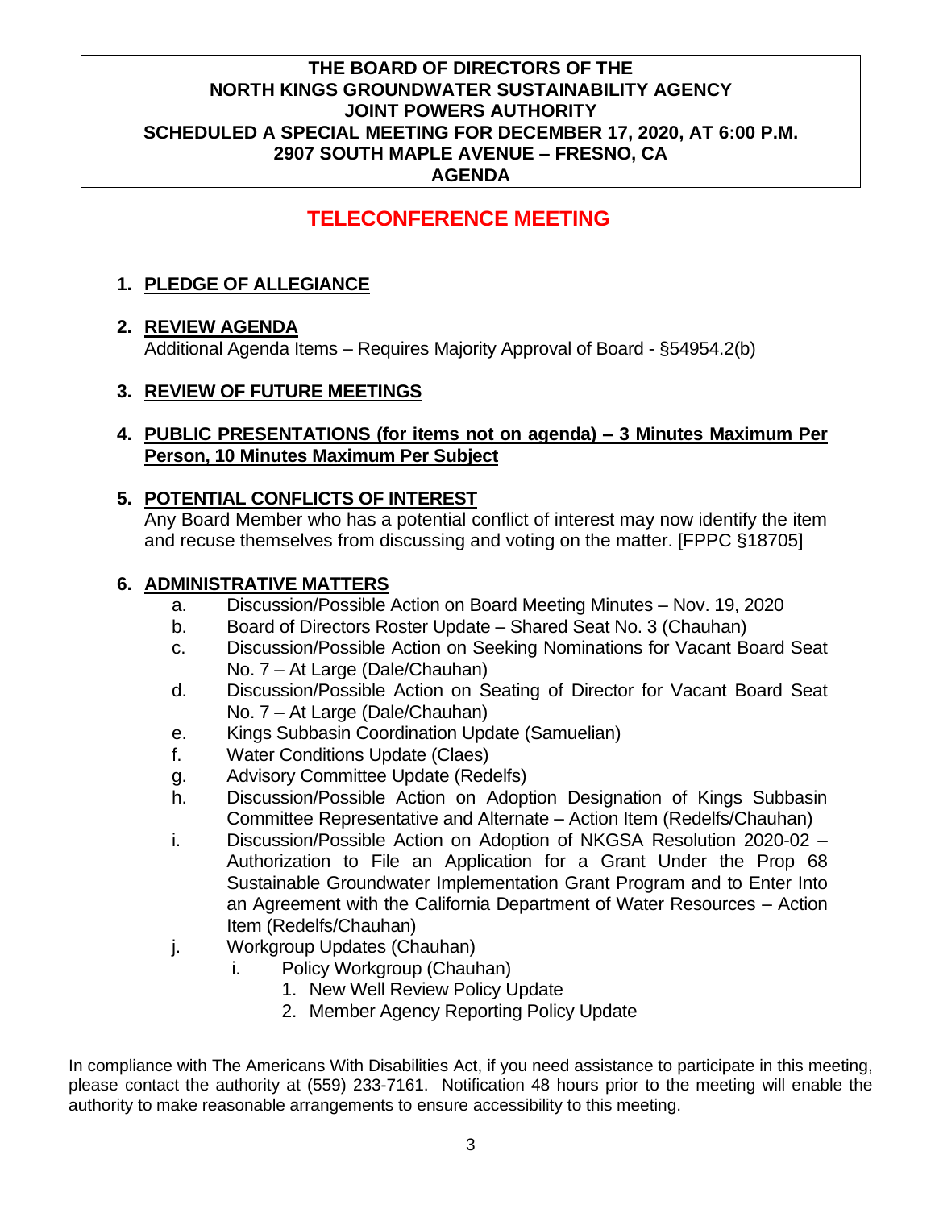**THE BOARD OF DIRECTORS OF THE NORTH KINGS GROUNDWATER SUSTAINABILITY AGENCY JOINT POWERS AUTHORITY SCHEDULED A SPECIAL MEETING FOR DECEMBER 17, 2020, AT 6:00 P.M. 2907 SOUTH MAPLE AVENUE – FRESNO, CA AGENDA**

# TELECONFERENCE MEETING

1. **PLEDGE OF ALLEGIANCE**

2. **REVIEW AGENDA**
   Additional Agenda Items – Requires Majority Approval of Board - §54954.2(b)

3. **REVIEW OF FUTURE MEETINGS**

4. **PUBLIC PRESENTATIONS (for items not on agenda) – 3 Minutes Maximum Per Person, 10 Minutes Maximum Per Subject**

5. **POTENTIAL CONFLICTS OF INTEREST**
   Any Board Member who has a potential conflict of interest may now identify the item and recuse themselves from discussing and voting on the matter. [FPPC §18705]

6. **ADMINISTRATIVE MATTERS**
   - a. Discussion/Possible Action on Board Meeting Minutes – Nov. 19, 2020
   - b. Board of Directors Roster Update – Shared Seat No. 3 (Chauhan)
   - c. Discussion/Possible Action on Seeking Nominations for Vacant Board Seat No. 7 – At Large (Dale/Chauhan)
   - d. Discussion/Possible Action on Seating of Director for Vacant Board Seat No. 7 – At Large (Dale/Chauhan)
   - e. Kings Subbasin Coordination Update (Samuelian)
   - f. Water Conditions Update (Claes)
   - g. Advisory Committee Update (Redelfs)
   - h. Discussion/Possible Action on Adoption Designation of Kings Subbasin Committee Representative and Alternate – Action Item (Redelfs/Chauhan)
   - i. Discussion/Possible Action on Adoption of NKGSA Resolution 2020-02 – Authorization to File an Application for a Grant Under the Prop 68 Sustainable Groundwater Implementation Grant Program and to Enter Into an Agreement with the California Department of Water Resources – Action Item (Redelfs/Chauhan)
   - j. Workgroup Updates (Chauhan)
     - i. Policy Workgroup (Chauhan)
       1. New Well Review Policy Update
       2. Member Agency Reporting Policy Update

In compliance with The Americans With Disabilities Act, if you need assistance to participate in this meeting, please contact the authority at (559) 233-7161. Notification 48 hours prior to the meeting will enable the authority to make reasonable arrangements to ensure accessibility to this meeting.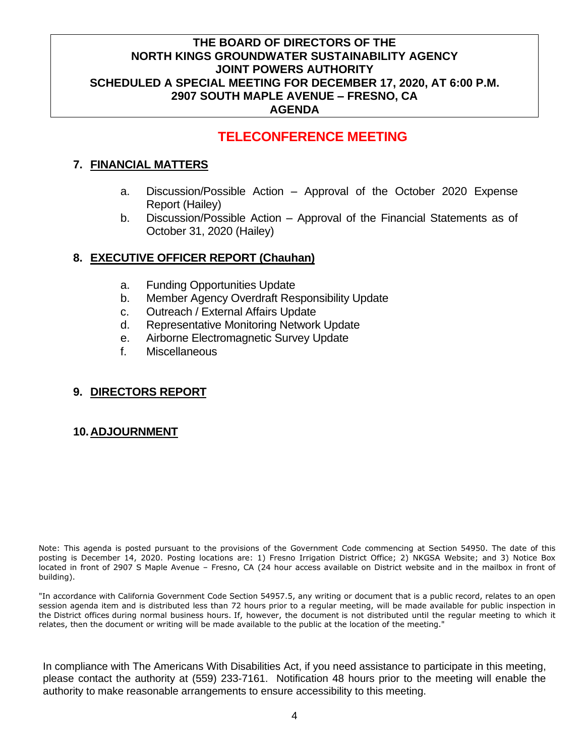**THE BOARD OF DIRECTORS OF THE**
**NORTH KINGS GROUNDWATER SUSTAINABILITY AGENCY**
**JOINT POWERS AUTHORITY**
**SCHEDULED A SPECIAL MEETING FOR DECEMBER 17, 2020, AT 6:00 P.M.**
**2907 SOUTH MAPLE AVENUE – FRESNO, CA**
**AGENDA**

## TELECONFERENCE MEETING

### 7. FINANCIAL MATTERS

a. Discussion/Possible Action – Approval of the October 2020 Expense Report (Hailey)

b. Discussion/Possible Action – Approval of the Financial Statements as of October 31, 2020 (Hailey)

### 8. EXECUTIVE OFFICER REPORT (Chauhan)

a. Funding Opportunities Update
b. Member Agency Overdraft Responsibility Update
c. Outreach / External Affairs Update
d. Representative Monitoring Network Update
e. Airborne Electromagnetic Survey Update
f. Miscellaneous

### 9. DIRECTORS REPORT

### 10. ADJOURNMENT

Note: This agenda is posted pursuant to the provisions of the Government Code commencing at Section 54950. The date of this posting is December 14, 2020. Posting locations are: 1) Fresno Irrigation District Office; 2) NKGSA Website; and 3) Notice Box located in front of 2907 S Maple Avenue – Fresno, CA (24 hour access available on District website and in the mailbox in front of building).

"In accordance with California Government Code Section 54957.5, any writing or document that is a public record, relates to an open session agenda item and is distributed less than 72 hours prior to a regular meeting, will be made available for public inspection in the District offices during normal business hours. If, however, the document is not distributed until the regular meeting to which it relates, then the document or writing will be made available to the public at the location of the meeting."

In compliance with The Americans With Disabilities Act, if you need assistance to participate in this meeting, please contact the authority at (559) 233-7161. Notification 48 hours prior to the meeting will enable the authority to make reasonable arrangements to ensure accessibility to this meeting.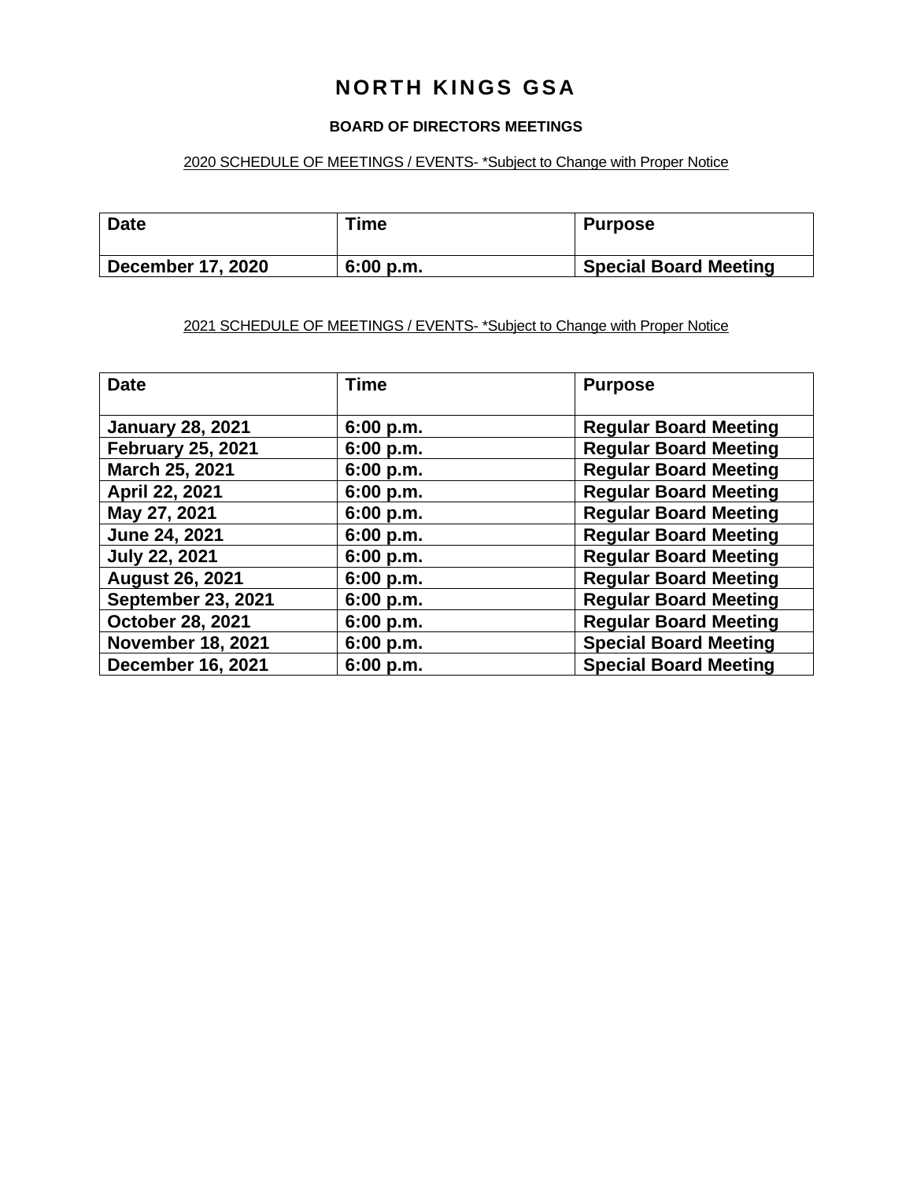# NORTH KINGS GSA

## BOARD OF DIRECTORS MEETINGS

2020 SCHEDULE OF MEETINGS / EVENTS- *Subject to Change with Proper Notice

| Date | Time | Purpose |
|---|---|---|
| **December 17, 2020** | **6:00 p.m.** | **Special Board Meeting** |

2021 SCHEDULE OF MEETINGS / EVENTS- *Subject to Change with Proper Notice

| Date | Time | Purpose |
|---|---|---|
| **January 28, 2021** | **6:00 p.m.** | **Regular Board Meeting** |
| **February 25, 2021** | **6:00 p.m.** | **Regular Board Meeting** |
| **March 25, 2021** | **6:00 p.m.** | **Regular Board Meeting** |
| **April 22, 2021** | **6:00 p.m.** | **Regular Board Meeting** |
| **May 27, 2021** | **6:00 p.m.** | **Regular Board Meeting** |
| **June 24, 2021** | **6:00 p.m.** | **Regular Board Meeting** |
| **July 22, 2021** | **6:00 p.m.** | **Regular Board Meeting** |
| **August 26, 2021** | **6:00 p.m.** | **Regular Board Meeting** |
| **September 23, 2021** | **6:00 p.m.** | **Regular Board Meeting** |
| **October 28, 2021** | **6:00 p.m.** | **Regular Board Meeting** |
| **November 18, 2021** | **6:00 p.m.** | **Special Board Meeting** |
| **December 16, 2021** | **6:00 p.m.** | **Special Board Meeting** |